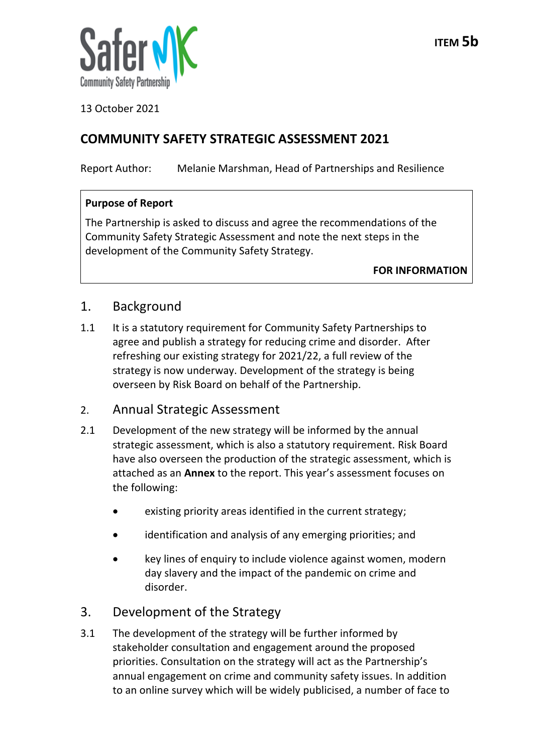Safer MK
Community Safety Partnership

ITEM 5b

13 October 2021

# COMMUNITY SAFETY STRATEGIC ASSESSMENT 2021

Report Author: Melanie Marshman, Head of Partnerships and Resilience

**Purpose of Report**

The Partnership is asked to discuss and agree the recommendations of the Community Safety Strategic Assessment and note the next steps in the development of the Community Safety Strategy.

**FOR INFORMATION**

## 1. Background

1.1 It is a statutory requirement for Community Safety Partnerships to agree and publish a strategy for reducing crime and disorder. After refreshing our existing strategy for 2021/22, a full review of the strategy is now underway. Development of the strategy is being overseen by Risk Board on behalf of the Partnership.

## 2. Annual Strategic Assessment

2.1 Development of the new strategy will be informed by the annual strategic assessment, which is also a statutory requirement. Risk Board have also overseen the production of the strategic assessment, which is attached as an **Annex** to the report. This year's assessment focuses on the following:

- existing priority areas identified in the current strategy;
- identification and analysis of any emerging priorities; and
- key lines of enquiry to include violence against women, modern day slavery and the impact of the pandemic on crime and disorder.

## 3. Development of the Strategy

3.1 The development of the strategy will be further informed by stakeholder consultation and engagement around the proposed priorities. Consultation on the strategy will act as the Partnership's annual engagement on crime and community safety issues. In addition to an online survey which will be widely publicised, a number of face to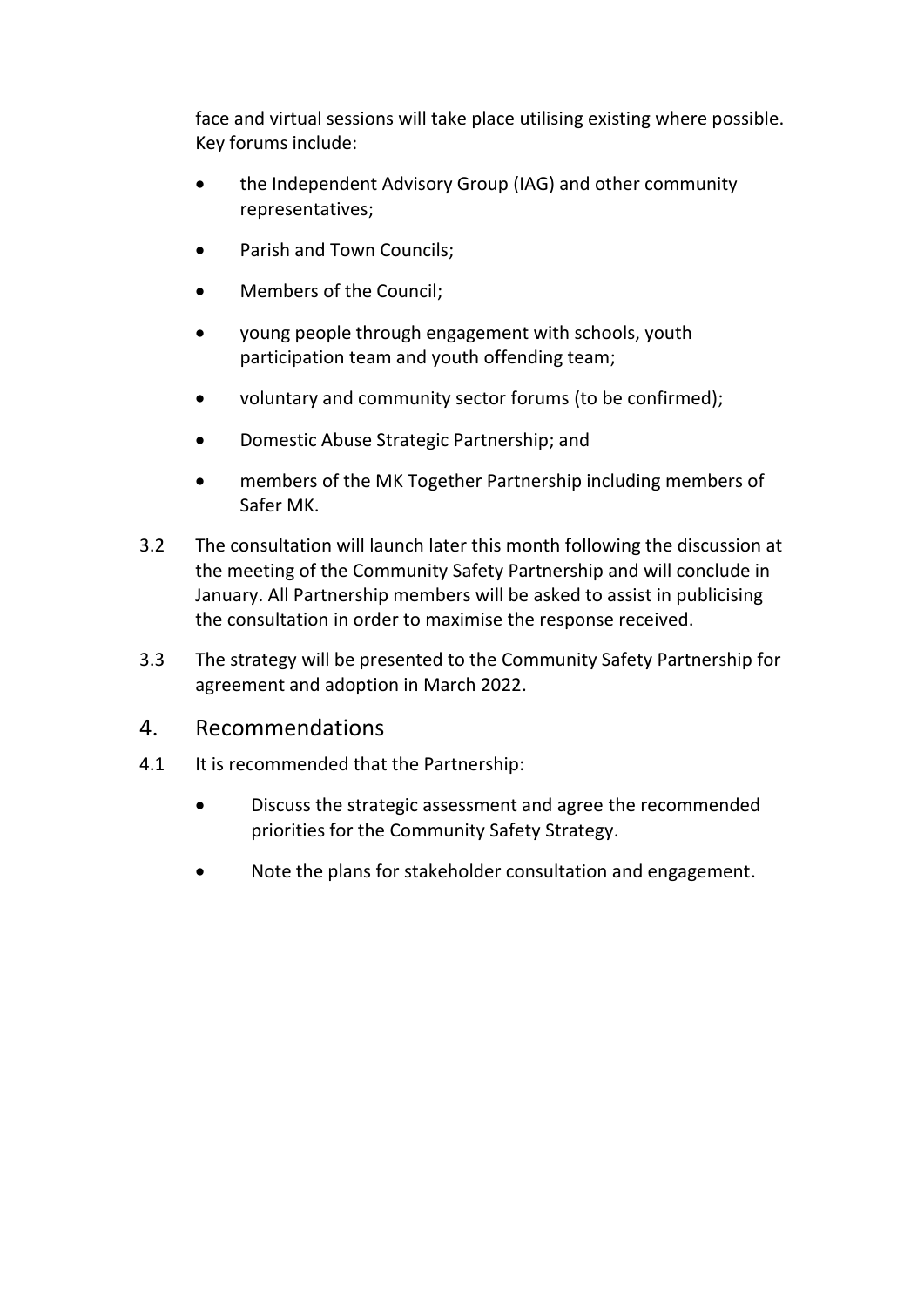face and virtual sessions will take place utilising existing where possible. Key forums include:

- the Independent Advisory Group (IAG) and other community representatives;
- Parish and Town Councils;
- Members of the Council;
- young people through engagement with schools, youth participation team and youth offending team;
- voluntary and community sector forums (to be confirmed);
- Domestic Abuse Strategic Partnership; and
- members of the MK Together Partnership including members of Safer MK.

3.2 The consultation will launch later this month following the discussion at the meeting of the Community Safety Partnership and will conclude in January. All Partnership members will be asked to assist in publicising the consultation in order to maximise the response received.

3.3 The strategy will be presented to the Community Safety Partnership for agreement and adoption in March 2022.

## 4. Recommendations

4.1 It is recommended that the Partnership:

- Discuss the strategic assessment and agree the recommended priorities for the Community Safety Strategy.
- Note the plans for stakeholder consultation and engagement.